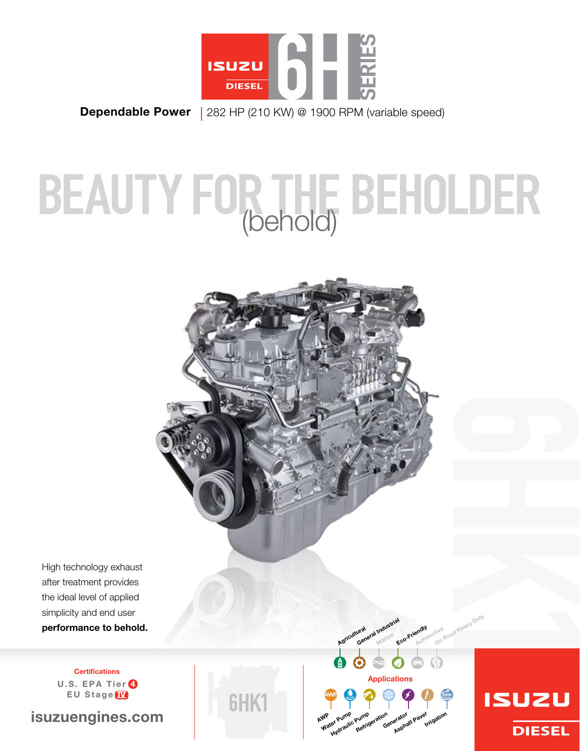ISUZU DIESEL 6H SERIES

**Dependable Power** | 282 HP (210 KW) @ 1900 RPM (variable speed)

# BEAUTY FOR THE BEHOLDER

(behold)

High technology exhaust after treatment provides the ideal level of applied simplicity and end user **performance to behold.**

Agricultural, General Industrial, Marine, Eco-Friendly, Automotive, On Road Heavy Duty

**Certifications**

U.S. EPA Tier 4

EU Stage IV

isuzuengines.com

6HK1

**Applications**

AWP, Water Pump, Hydraulic Pump, Refrigeration, Generator, Asphalt Paver, Irrigation

ISUZU DIESEL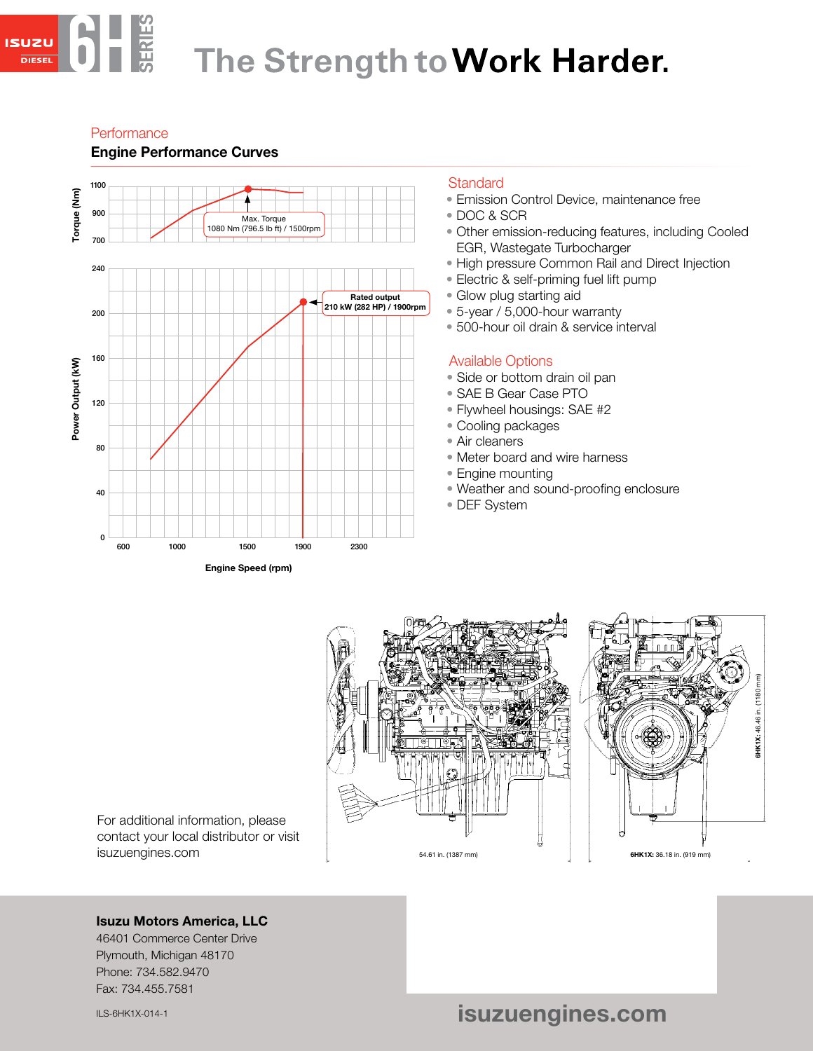# The Strength to Work Harder.

## Performance

### Engine Performance Curves

Torque (Nm)

1100
900
700

Max. Torque
1080 Nm (796.5 lb ft) / 1500rpm

Power Output (kW)

240
200
160
120
80
40
0

Rated output
210 kW (282 HP) / 1900rpm

600
1000
1500
1900
2300

Engine Speed (rpm)

## Standard

- Emission Control Device, maintenance free
- DOC & SCR
- Other emission-reducing features, including Cooled EGR, Wastegate Turbocharger
- High pressure Common Rail and Direct Injection
- Electric & self-priming fuel lift pump
- Glow plug starting aid
- 5-year / 5,000-hour warranty
- 500-hour oil drain & service interval

## Available Options

- Side or bottom drain oil pan
- SAE B Gear Case PTO
- Flywheel housings: SAE #2
- Cooling packages
- Air cleaners
- Meter board and wire harness
- Engine mounting
- Weather and sound-proofing enclosure
- DEF System

54.61 in. (1387 mm)

**6HK1X:** 36.18 in. (919 mm)

**6HK1X:** 46.46 in. (1180 mm)

For additional information, please contact your local distributor or visit isuzuengines.com

**Isuzu Motors America, LLC**
46401 Commerce Center Drive
Plymouth, Michigan 48170
Phone: 734.582.9470
Fax: 734.455.7581

ILS-6HK1X-014-1

**isuzuengines.com**